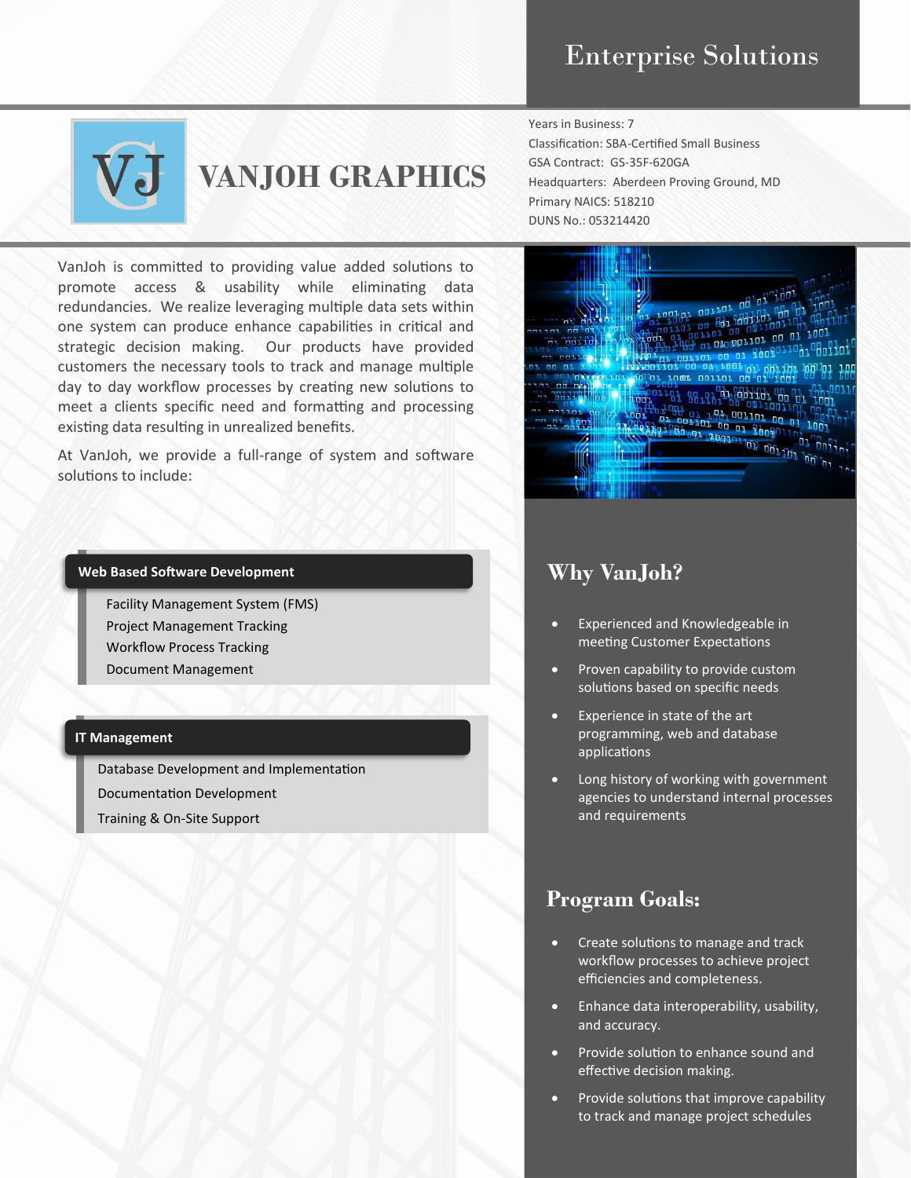# Enterprise Solutions

VJ

# VANJOH GRAPHICS

Years in Business: 7
Classification: SBA-Certified Small Business
GSA Contract: GS-35F-620GA
Headquarters: Aberdeen Proving Ground, MD
Primary NAICS: 518210
DUNS No.: 053214420

VanJoh is committed to providing value added solutions to promote access & usability while eliminating data redundancies. We realize leveraging multiple data sets within one system can produce enhance capabilities in critical and strategic decision making. Our products have provided customers the necessary tools to track and manage multiple day to day workflow processes by creating new solutions to meet a clients specific need and formatting and processing existing data resulting in unrealized benefits.

At VanJoh, we provide a full-range of system and software solutions to include:

**Web Based Software Development**

- Facility Management System (FMS)
- Project Management Tracking
- Workflow Process Tracking
- Document Management

**IT Management**

- Database Development and Implementation
- Documentation Development
- Training & On-Site Support

## Why VanJoh?

- Experienced and Knowledgeable in meeting Customer Expectations
- Proven capability to provide custom solutions based on specific needs
- Experience in state of the art programming, web and database applications
- Long history of working with government agencies to understand internal processes and requirements

## Program Goals:

- Create solutions to manage and track workflow processes to achieve project efficiencies and completeness.
- Enhance data interoperability, usability, and accuracy.
- Provide solution to enhance sound and effective decision making.
- Provide solutions that improve capability to track and manage project schedules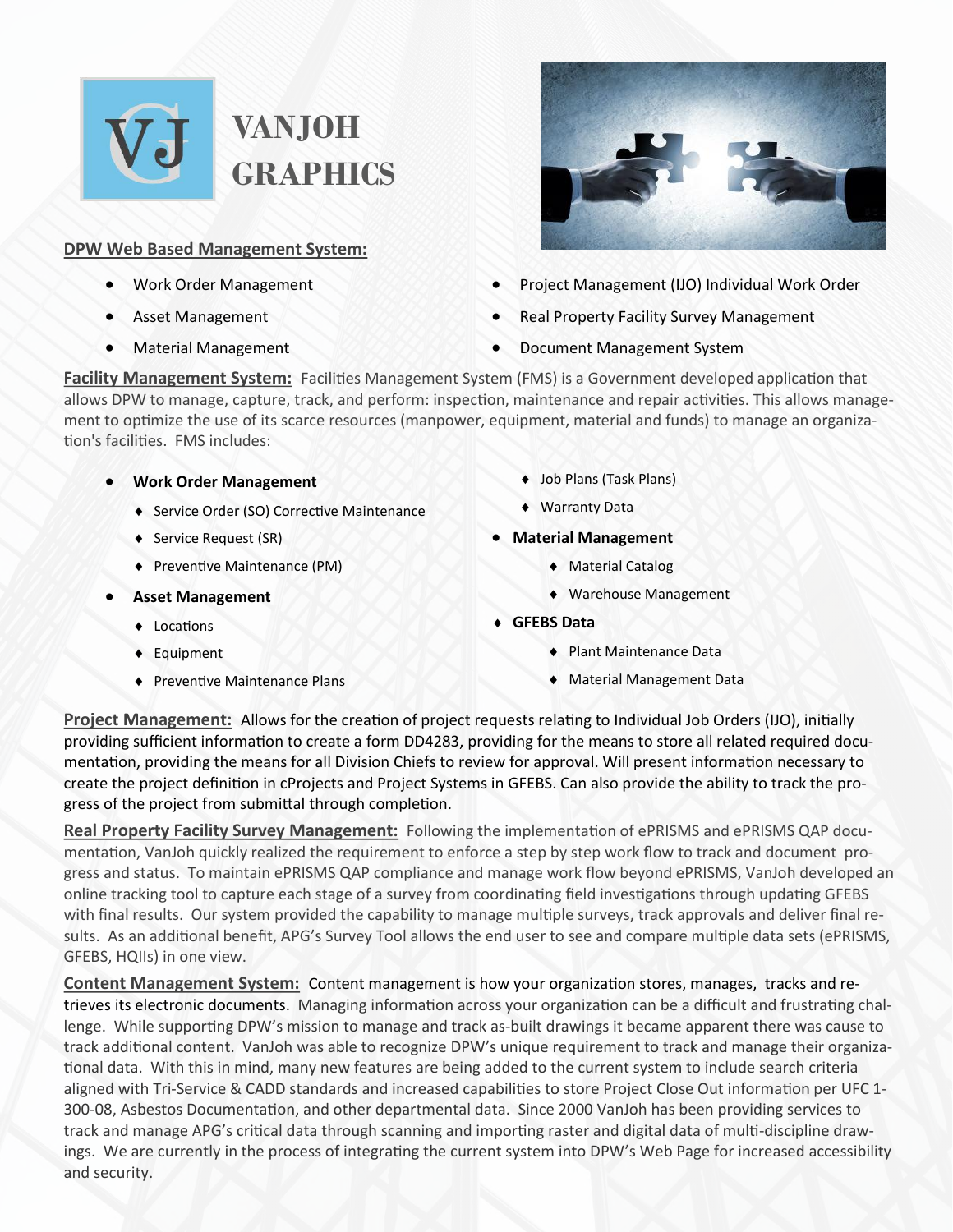# VANJOH GRAPHICS

**DPW Web Based Management System:**

- Work Order Management
- Asset Management
- Material Management
- Project Management (IJO) Individual Work Order
- Real Property Facility Survey Management
- Document Management System

**Facility Management System:** Facilities Management System (FMS) is a Government developed application that allows DPW to manage, capture, track, and perform: inspection, maintenance and repair activities. This allows management to optimize the use of its scarce resources (manpower, equipment, material and funds) to manage an organization's facilities. FMS includes:

- **Work Order Management**
  - Service Order (SO) Corrective Maintenance
  - Service Request (SR)
  - Preventive Maintenance (PM)
- **Asset Management**
  - Locations
  - Equipment
  - Preventive Maintenance Plans
  - Job Plans (Task Plans)
  - Warranty Data
- **Material Management**
  - Material Catalog
  - Warehouse Management
- **GFEBS Data**
  - Plant Maintenance Data
  - Material Management Data

**Project Management:** Allows for the creation of project requests relating to Individual Job Orders (IJO), initially providing sufficient information to create a form DD4283, providing for the means to store all related required documentation, providing the means for all Division Chiefs to review for approval. Will present information necessary to create the project definition in cProjects and Project Systems in GFEBS. Can also provide the ability to track the progress of the project from submittal through completion.

**Real Property Facility Survey Management:** Following the implementation of ePRISMS and ePRISMS QAP documentation, VanJoh quickly realized the requirement to enforce a step by step work flow to track and document progress and status. To maintain ePRISMS QAP compliance and manage work flow beyond ePRISMS, VanJoh developed an online tracking tool to capture each stage of a survey from coordinating field investigations through updating GFEBS with final results. Our system provided the capability to manage multiple surveys, track approvals and deliver final results. As an additional benefit, APG's Survey Tool allows the end user to see and compare multiple data sets (ePRISMS, GFEBS, HQIIs) in one view.

**Content Management System:** Content management is how your organization stores, manages, tracks and retrieves its electronic documents. Managing information across your organization can be a difficult and frustrating challenge. While supporting DPW's mission to manage and track as-built drawings it became apparent there was cause to track additional content. VanJoh was able to recognize DPW's unique requirement to track and manage their organizational data. With this in mind, many new features are being added to the current system to include search criteria aligned with Tri-Service & CADD standards and increased capabilities to store Project Close Out information per UFC 1-300-08, Asbestos Documentation, and other departmental data. Since 2000 VanJoh has been providing services to track and manage APG's critical data through scanning and importing raster and digital data of multi-discipline drawings. We are currently in the process of integrating the current system into DPW's Web Page for increased accessibility and security.